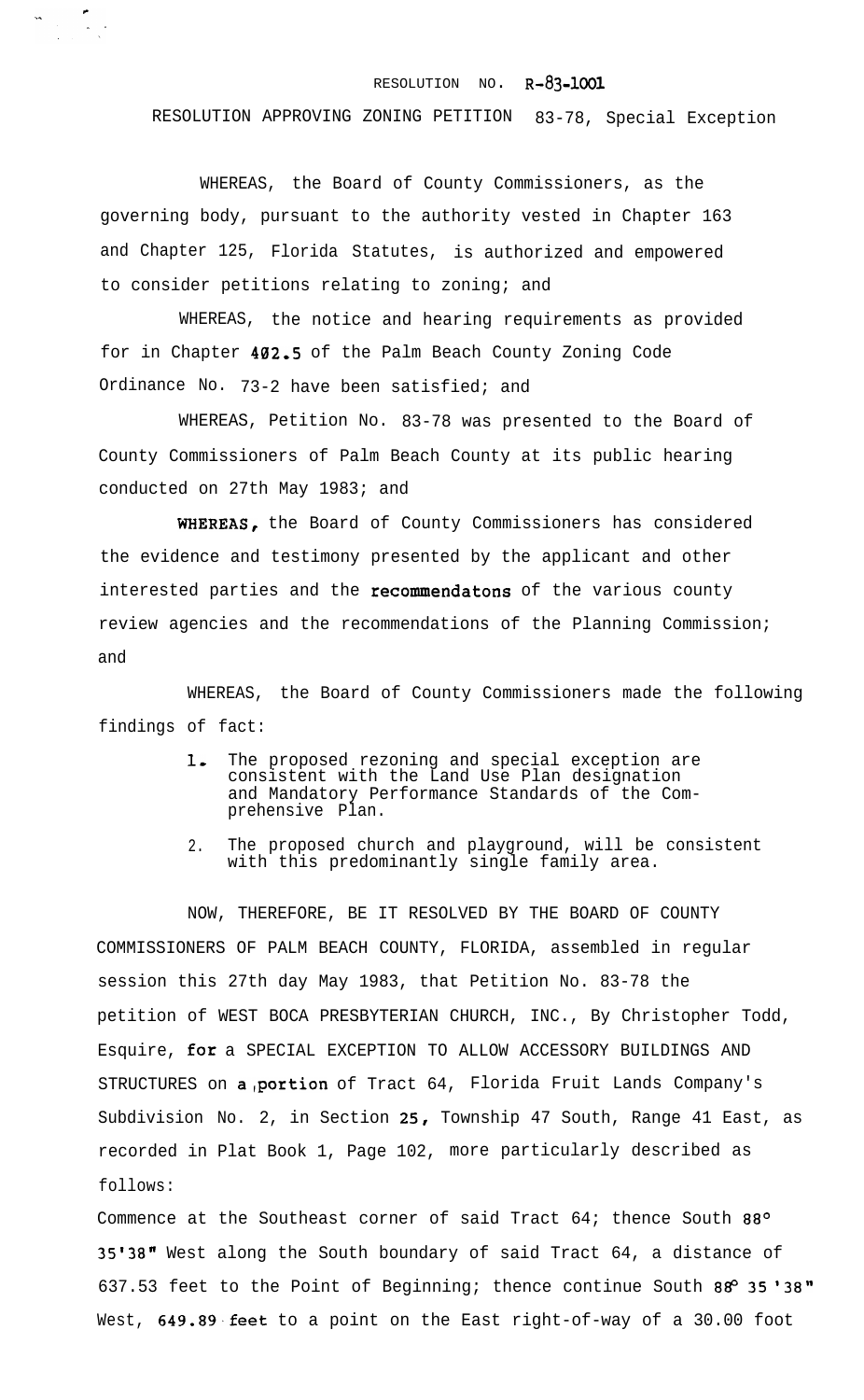RESOLUTION NO. R-83-1001

RESOLUTION APPROVING ZONING PETITION 83-78, Special Exception

WHEREAS, the Board of County Commissioners, as the governing body, pursuant to the authority vested in Chapter 163 and Chapter 125, Florida Statutes, is authorized and empowered to consider petitions relating to zoning; and

WHEREAS, the notice and hearing requirements as provided for in Chapter 402.5 of the Palm Beach County Zoning Code Ordinance No. 73-2 have been satisfied; and

WHEREAS, Petition No. 83-78 was presented to the Board of County Commissioners of Palm Beach County at its public hearing conducted on 27th May 1983; and

WHEREAS, the Board of County Commissioners has considered the evidence and testimony presented by the applicant and other interested parties and the recommendatons of the various county review agencies and the recommendations of the Planning Commission; and

WHEREAS, the Board of County Commissioners made the following findings of fact:

1. The proposed rezoning and special exception are consistent with the Land Use Plan designation and Mandatory Performance Standards of the Comprehensive Plan.
2. The proposed church and playground, will be consistent with this predominantly single family area.

NOW, THEREFORE, BE IT RESOLVED BY THE BOARD OF COUNTY COMMISSIONERS OF PALM BEACH COUNTY, FLORIDA, assembled in regular session this 27th day May 1983, that Petition No. 83-78 the petition of WEST BOCA PRESBYTERIAN CHURCH, INC., By Christopher Todd, Esquire, for a SPECIAL EXCEPTION TO ALLOW ACCESSORY BUILDINGS AND STRUCTURES on a portion of Tract 64, Florida Fruit Lands Company's Subdivision No. 2, in Section 25, Township 47 South, Range 41 East, as recorded in Plat Book 1, Page 102, more particularly described as follows:

Commence at the Southeast corner of said Tract 64; thence South 88° 35'38" West along the South boundary of said Tract 64, a distance of 637.53 feet to the Point of Beginning; thence continue South 88° 35'38" West, 649.89 feet to a point on the East right-of-way of a 30.00 foot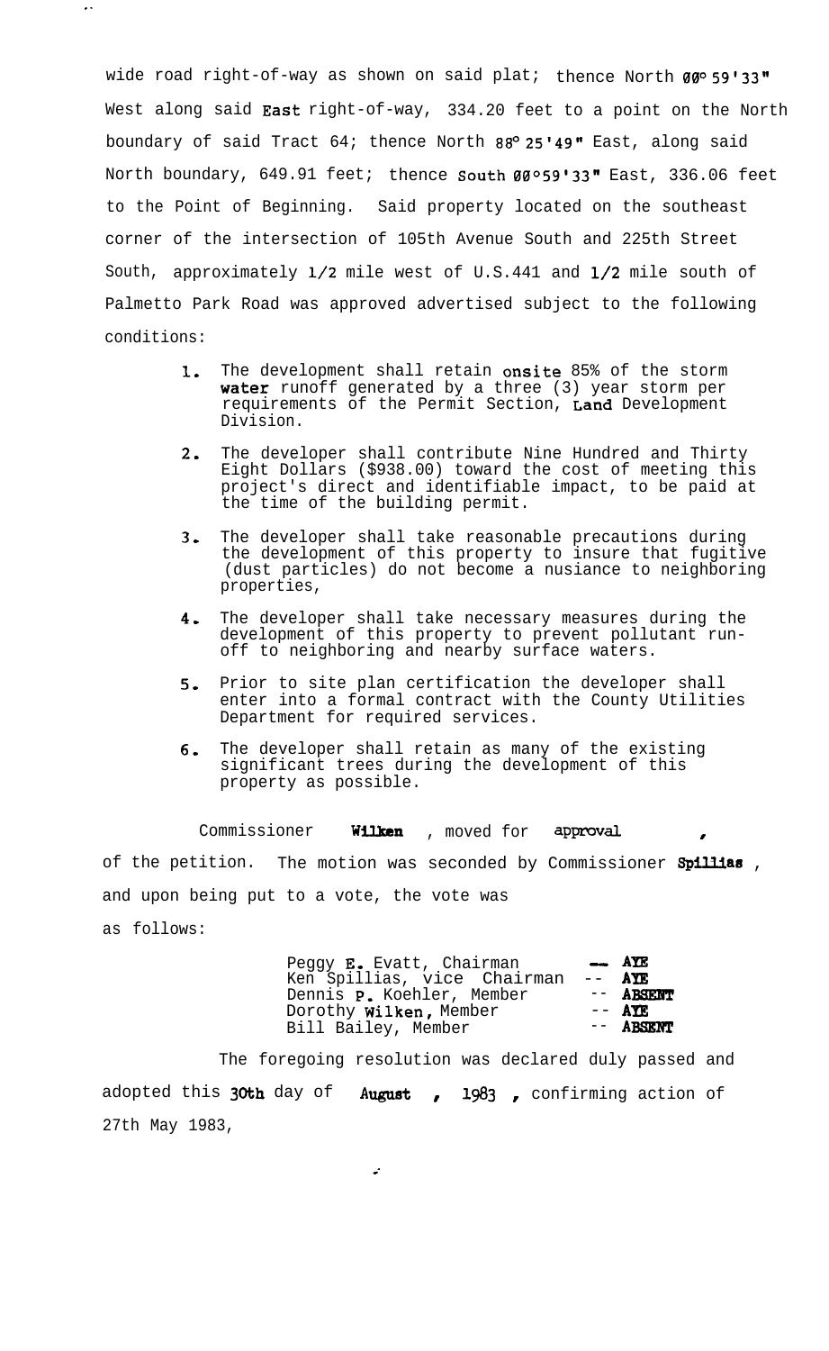wide road right-of-way as shown on said plat; thence North 00° 59'33" West along said East right-of-way, 334.20 feet to a point on the North boundary of said Tract 64; thence North 88° 25'49" East, along said North boundary, 649.91 feet; thence South 00°59'33" East, 336.06 feet to the Point of Beginning. Said property located on the southeast corner of the intersection of 105th Avenue South and 225th Street South, approximately 1/2 mile west of U.S.441 and 1/2 mile south of Palmetto Park Road was approved advertised subject to the following conditions:

1. The development shall retain onsite 85% of the storm water runoff generated by a three (3) year storm per requirements of the Permit Section, Land Development Division.

2. The developer shall contribute Nine Hundred and Thirty Eight Dollars ($938.00) toward the cost of meeting this project's direct and identifiable impact, to be paid at the time of the building permit.

3. The developer shall take reasonable precautions during the development of this property to insure that fugitive (dust particles) do not become a nusiance to neighboring properties,

4. The developer shall take necessary measures during the development of this property to prevent pollutant run-off to neighboring and nearby surface waters.

5. Prior to site plan certification the developer shall enter into a formal contract with the County Utilities Department for required services.

6. The developer shall retain as many of the existing significant trees during the development of this property as possible.

Commissioner **Wilken**, moved for approval of the petition. The motion was seconded by Commissioner **Spillias**, and upon being put to a vote, the vote was as follows:

| | |
|---|---|
| Peggy E. Evatt, Chairman | -- **AYE** |
| Ken Spillias, Vice Chairman | -- **AYE** |
| Dennis P. Koehler, Member | -- **ABSENT** |
| Dorothy Wilken, Member | -- **AYE** |
| Bill Bailey, Member | -- **ABSENT** |

The foregoing resolution was declared duly passed and adopted this **30th** day of **August**, **1983**, confirming action of 27th May 1983,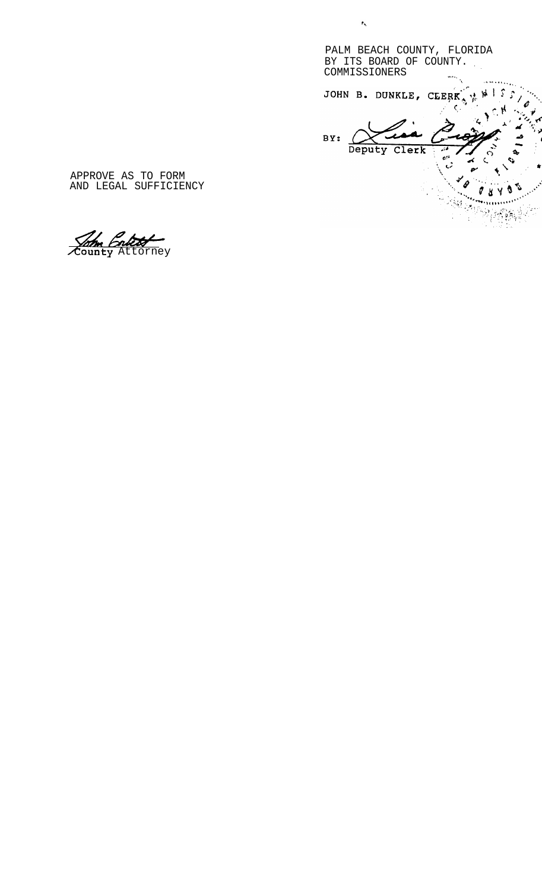PALM BEACH COUNTY, FLORIDA
BY ITS BOARD OF COUNTY.
COMMISSIONERS

JOHN B. DUNKLE, CLERK

BY: ______________________
Deputy Clerk

APPROVE AS TO FORM
AND LEGAL SUFFICIENCY

______________________
County Attorney